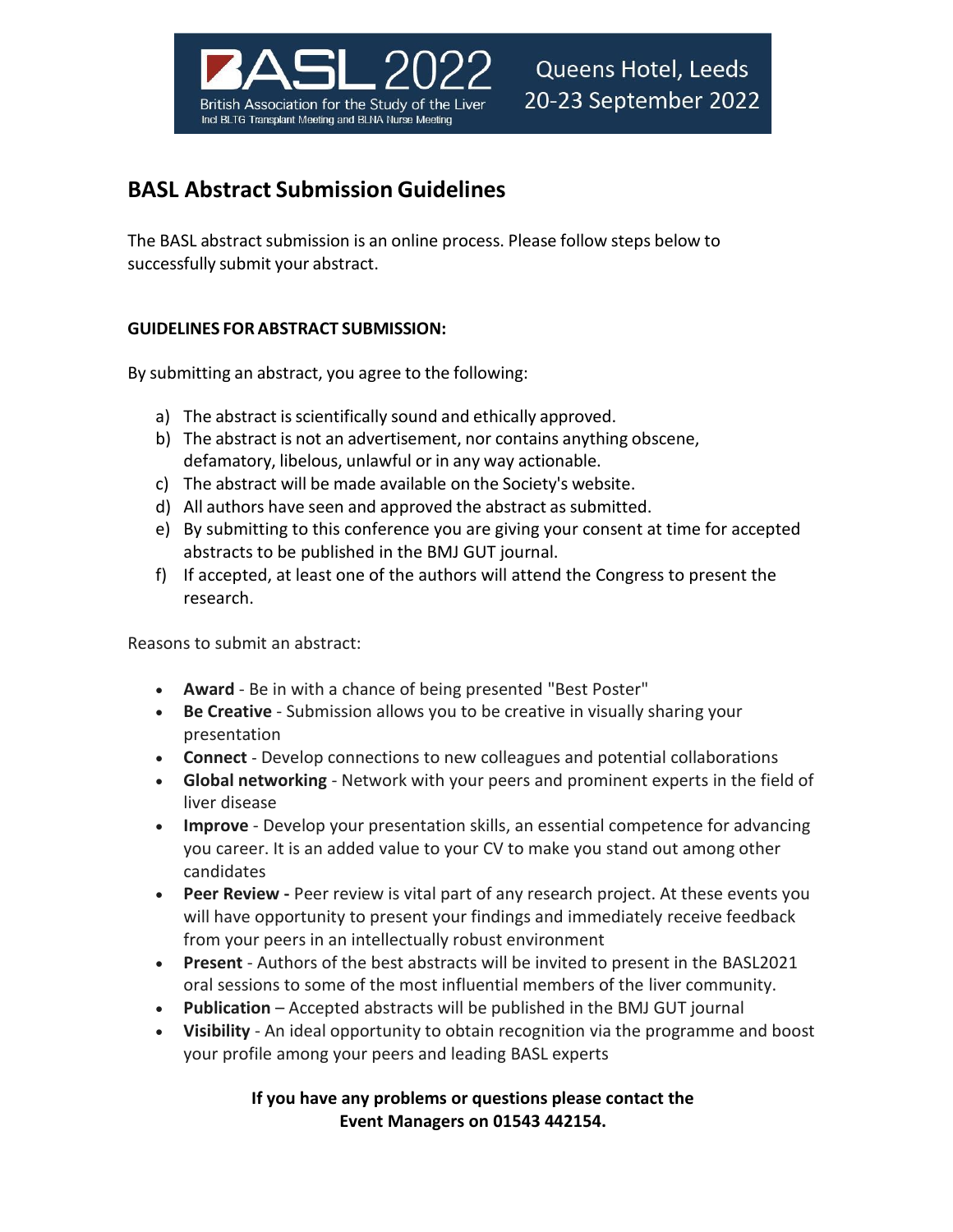BASL 2022

British Association for the Study of the Liver
Incl BLTG Transplant Meeting and BLNA Nurse Meeting

Queens Hotel, Leeds
20-23 September 2022

# BASL Abstract Submission Guidelines

The BASL abstract submission is an online process. Please follow steps below to successfully submit your abstract.

**GUIDELINES FOR ABSTRACT SUBMISSION:**

By submitting an abstract, you agree to the following:

a) The abstract is scientifically sound and ethically approved.
b) The abstract is not an advertisement, nor contains anything obscene, defamatory, libelous, unlawful or in any way actionable.
c) The abstract will be made available on the Society's website.
d) All authors have seen and approved the abstract as submitted.
e) By submitting to this conference you are giving your consent at time for accepted abstracts to be published in the BMJ GUT journal.
f) If accepted, at least one of the authors will attend the Congress to present the research.

Reasons to submit an abstract:

- **Award** - Be in with a chance of being presented "Best Poster"
- **Be Creative** - Submission allows you to be creative in visually sharing your presentation
- **Connect** - Develop connections to new colleagues and potential collaborations
- **Global networking** - Network with your peers and prominent experts in the field of liver disease
- **Improve** - Develop your presentation skills, an essential competence for advancing you career. It is an added value to your CV to make you stand out among other candidates
- **Peer Review -** Peer review is vital part of any research project. At these events you will have opportunity to present your findings and immediately receive feedback from your peers in an intellectually robust environment
- **Present** - Authors of the best abstracts will be invited to present in the BASL2021 oral sessions to some of the most influential members of the liver community.
- **Publication** – Accepted abstracts will be published in the BMJ GUT journal
- **Visibility** - An ideal opportunity to obtain recognition via the programme and boost your profile among your peers and leading BASL experts

**If you have any problems or questions please contact the Event Managers on 01543 442154.**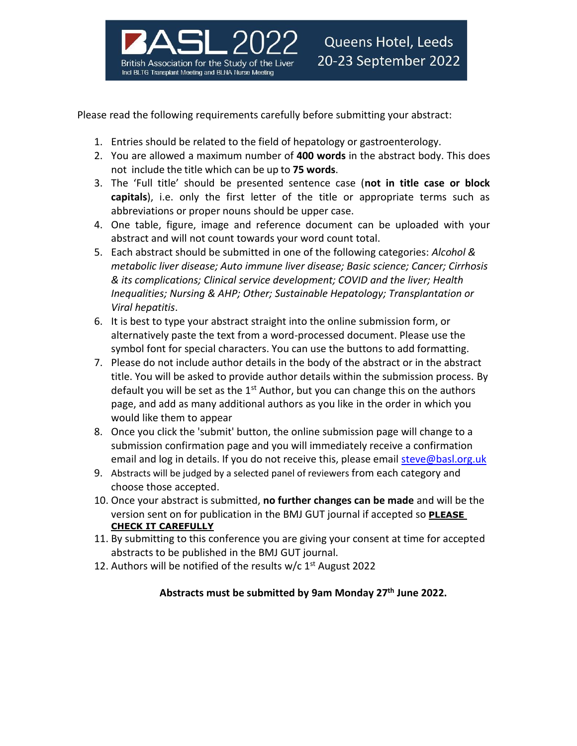# BASL 2022

British Association for the Study of the Liver
Incl BLTG Transplant Meeting and BLNA Nurse Meeting

Queens Hotel, Leeds
20-23 September 2022

Please read the following requirements carefully before submitting your abstract:

1. Entries should be related to the field of hepatology or gastroenterology.
2. You are allowed a maximum number of **400 words** in the abstract body. This does not include the title which can be up to **75 words**.
3. The 'Full title' should be presented sentence case (**not in title case or block capitals**), i.e. only the first letter of the title or appropriate terms such as abbreviations or proper nouns should be upper case.
4. One table, figure, image and reference document can be uploaded with your abstract and will not count towards your word count total.
5. Each abstract should be submitted in one of the following categories: *Alcohol & metabolic liver disease; Auto immune liver disease; Basic science; Cancer; Cirrhosis & its complications; Clinical service development; COVID and the liver; Health Inequalities; Nursing & AHP; Other; Sustainable Hepatology; Transplantation or Viral hepatitis*.
6. It is best to type your abstract straight into the online submission form, or alternatively paste the text from a word-processed document. Please use the symbol font for special characters. You can use the buttons to add formatting.
7. Please do not include author details in the body of the abstract or in the abstract title. You will be asked to provide author details within the submission process. By default you will be set as the 1st Author, but you can change this on the authors page, and add as many additional authors as you like in the order in which you would like them to appear
8. Once you click the 'submit' button, the online submission page will change to a submission confirmation page and you will immediately receive a confirmation email and log in details. If you do not receive this, please email steve@basl.org.uk
9. Abstracts will be judged by a selected panel of reviewers from each category and choose those accepted.
10. Once your abstract is submitted, **no further changes can be made** and will be the version sent on for publication in the BMJ GUT journal if accepted so **PLEASE CHECK IT CAREFULLY**
11. By submitting to this conference you are giving your consent at time for accepted abstracts to be published in the BMJ GUT journal.
12. Authors will be notified of the results w/c 1st August 2022

**Abstracts must be submitted by 9am Monday 27th June 2022.**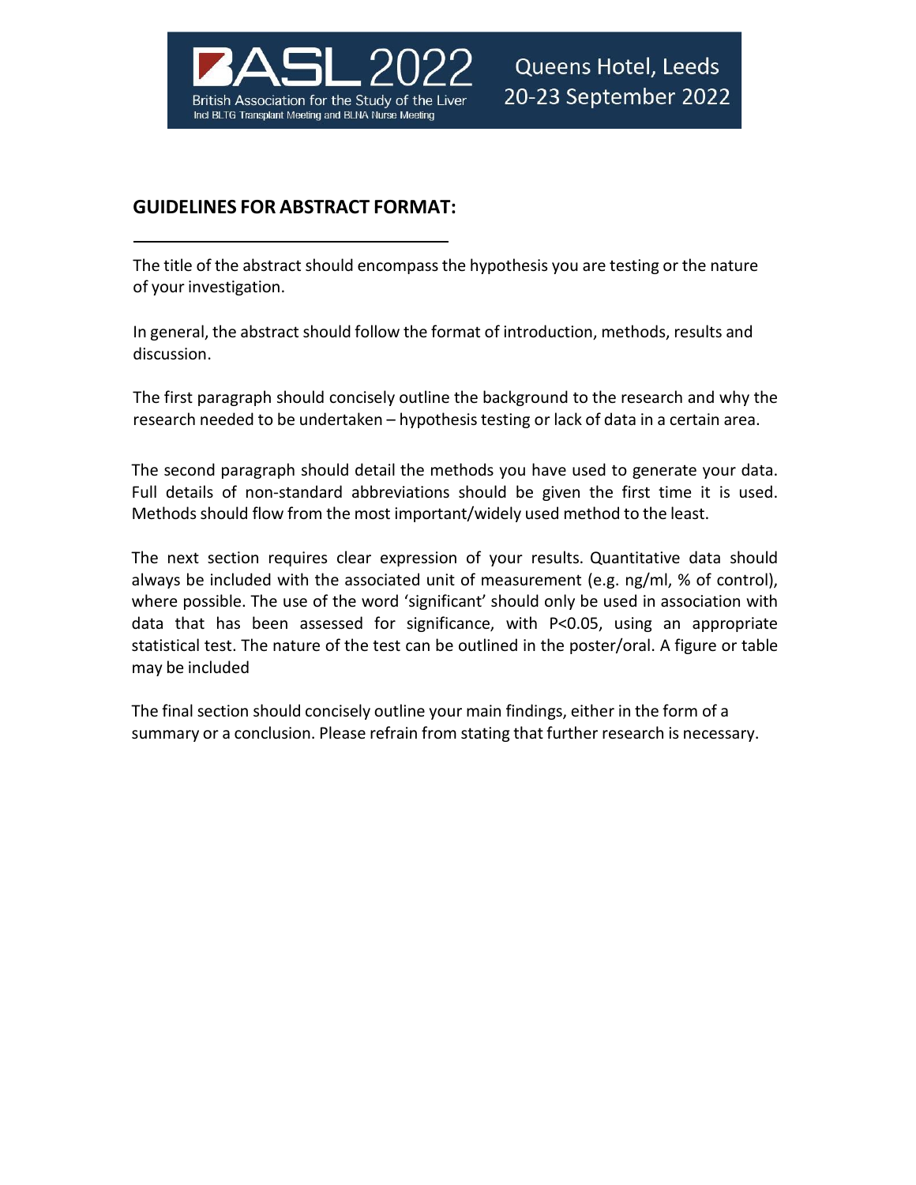## GUIDELINES FOR ABSTRACT FORMAT:

The title of the abstract should encompass the hypothesis you are testing or the nature of your investigation.

In general, the abstract should follow the format of introduction, methods, results and discussion.

The first paragraph should concisely outline the background to the research and why the research needed to be undertaken – hypothesis testing or lack of data in a certain area.

The second paragraph should detail the methods you have used to generate your data. Full details of non-standard abbreviations should be given the first time it is used. Methods should flow from the most important/widely used method to the least.

The next section requires clear expression of your results. Quantitative data should always be included with the associated unit of measurement (e.g. ng/ml, % of control), where possible. The use of the word 'significant' should only be used in association with data that has been assessed for significance, with $P<0.05$, using an appropriate statistical test. The nature of the test can be outlined in the poster/oral. A figure or table may be included

The final section should concisely outline your main findings, either in the form of a summary or a conclusion. Please refrain from stating that further research is necessary.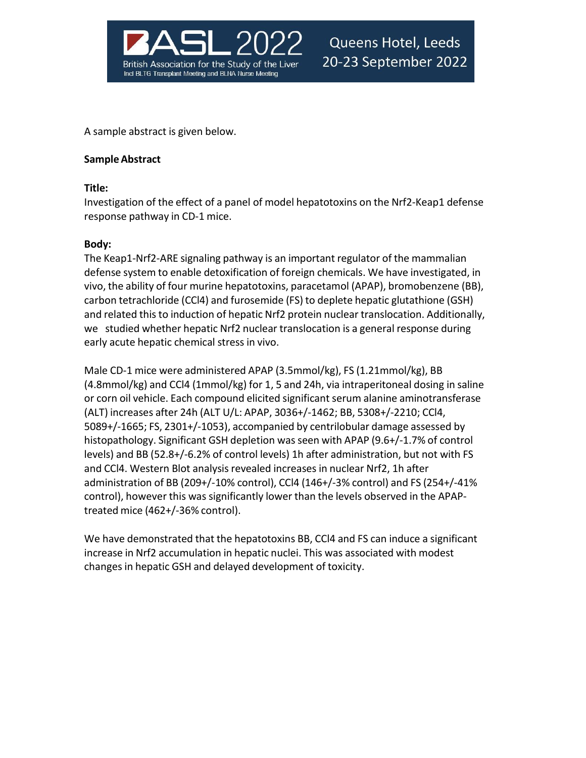A sample abstract is given below.

**Sample Abstract**

**Title:**

Investigation of the effect of a panel of model hepatotoxins on the Nrf2-Keap1 defense response pathway in CD-1 mice.

**Body:**

The Keap1-Nrf2-ARE signaling pathway is an important regulator of the mammalian defense system to enable detoxification of foreign chemicals. We have investigated, in vivo, the ability of four murine hepatotoxins, paracetamol (APAP), bromobenzene (BB), carbon tetrachloride ($CCl_4$) and furosemide (FS) to deplete hepatic glutathione (GSH) and related this to induction of hepatic Nrf2 protein nuclear translocation. Additionally, we studied whether hepatic Nrf2 nuclear translocation is a general response during early acute hepatic chemical stress in vivo.

Male CD-1 mice were administered APAP (3.5mmol/kg), FS (1.21mmol/kg), BB (4.8mmol/kg) and $CCl_4$ (1mmol/kg) for 1, 5 and 24h, via intraperitoneal dosing in saline or corn oil vehicle. Each compound elicited significant serum alanine aminotransferase (ALT) increases after 24h (ALT U/L: APAP, 3036+/-1462; BB, 5308+/-2210; $CCl_4$, 5089+/-1665; FS, 2301+/-1053), accompanied by centrilobular damage assessed by histopathology. Significant GSH depletion was seen with APAP (9.6+/-1.7% of control levels) and BB (52.8+/-6.2% of control levels) 1h after administration, but not with FS and $CCl_4$. Western Blot analysis revealed increases in nuclear Nrf2, 1h after administration of BB (209+/-10% control), $CCl_4$ (146+/-3% control) and FS (254+/-41% control), however this was significantly lower than the levels observed in the APAP-treated mice (462+/-36% control).

We have demonstrated that the hepatotoxins BB, $CCl_4$ and FS can induce a significant increase in Nrf2 accumulation in hepatic nuclei. This was associated with modest changes in hepatic GSH and delayed development of toxicity.